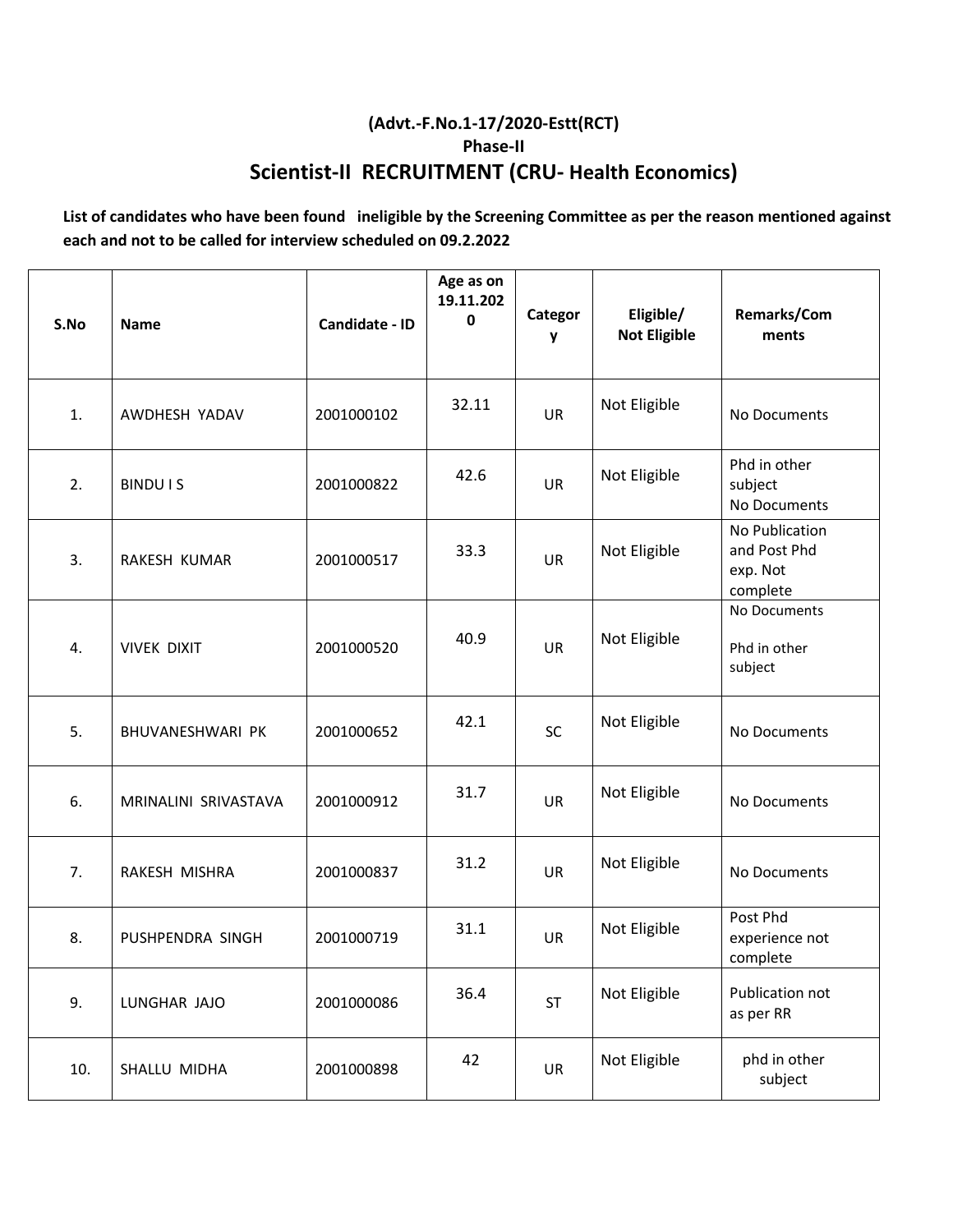**(Advt.-F.No.1-17/2020-Estt(RCT)**

**Phase-II**

## Scientist-II RECRUITMENT (CRU- Health Economics)

**List of candidates who have been found ineligible by the Screening Committee as per the reason mentioned against each and not to be called for interview scheduled on 09.2.2022**

| S.No | Name | Candidate - ID | Age as on 19.11.2020 | Category | Eligible/ Not Eligible | Remarks/Comments |
|---|---|---|---|---|---|---|
| 1. | AWDHESH YADAV | 2001000102 | 32.11 | UR | Not Eligible | No Documents |
| 2. | BINDU I S | 2001000822 | 42.6 | UR | Not Eligible | Phd in other subject No Documents |
| 3. | RAKESH KUMAR | 2001000517 | 33.3 | UR | Not Eligible | No Publication and Post Phd exp. Not complete |
| 4. | VIVEK DIXIT | 2001000520 | 40.9 | UR | Not Eligible | No Documents Phd in other subject |
| 5. | BHUVANESHWARI PK | 2001000652 | 42.1 | SC | Not Eligible | No Documents |
| 6. | MRINALINI SRIVASTAVA | 2001000912 | 31.7 | UR | Not Eligible | No Documents |
| 7. | RAKESH MISHRA | 2001000837 | 31.2 | UR | Not Eligible | No Documents |
| 8. | PUSHPENDRA SINGH | 2001000719 | 31.1 | UR | Not Eligible | Post Phd experience not complete |
| 9. | LUNGHAR JAJO | 2001000086 | 36.4 | ST | Not Eligible | Publication not as per RR |
| 10. | SHALLU MIDHA | 2001000898 | 42 | UR | Not Eligible | phd in other subject |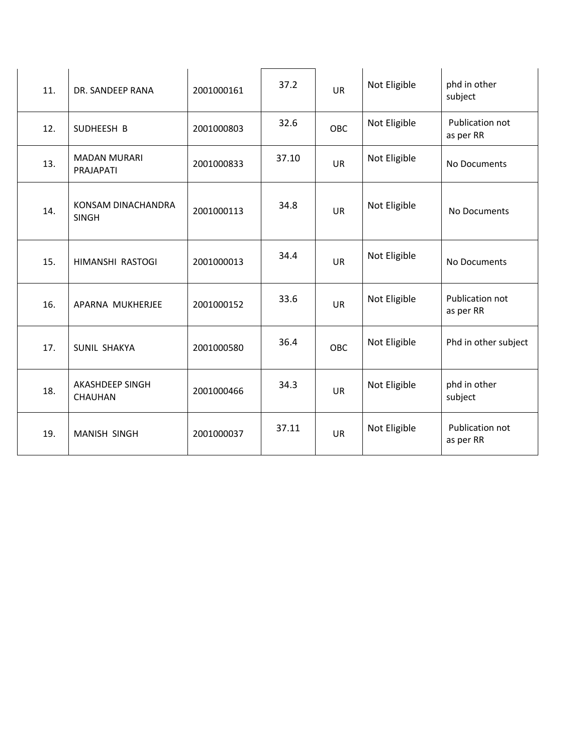| | | | | | | |
|---|---|---|---|---|---|---|
| 11. | DR. SANDEEP RANA | 2001000161 | 37.2 | UR | Not Eligible | phd in other subject |
| 12. | SUDHEESH B | 2001000803 | 32.6 | OBC | Not Eligible | Publication not as per RR |
| 13. | MADAN MURARI PRAJAPATI | 2001000833 | 37.10 | UR | Not Eligible | No Documents |
| 14. | KONSAM DINACHANDRA SINGH | 2001000113 | 34.8 | UR | Not Eligible | No Documents |
| 15. | HIMANSHI RASTOGI | 2001000013 | 34.4 | UR | Not Eligible | No Documents |
| 16. | APARNA MUKHERJEE | 2001000152 | 33.6 | UR | Not Eligible | Publication not as per RR |
| 17. | SUNIL SHAKYA | 2001000580 | 36.4 | OBC | Not Eligible | Phd in other subject |
| 18. | AKASHDEEP SINGH CHAUHAN | 2001000466 | 34.3 | UR | Not Eligible | phd in other subject |
| 19. | MANISH SINGH | 2001000037 | 37.11 | UR | Not Eligible | Publication not as per RR |